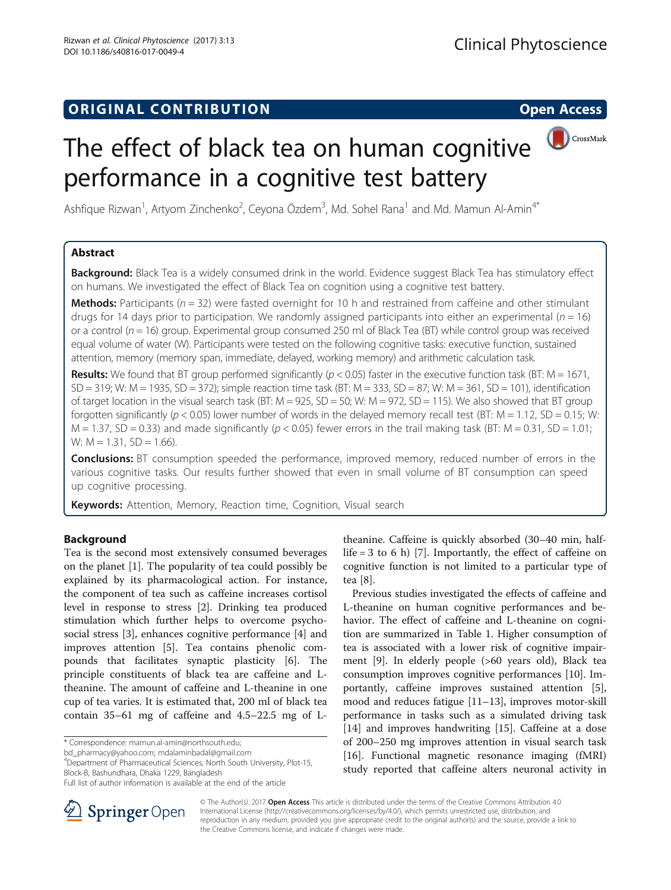ORIGINAL CONTRIBUTION

Open Access

# The effect of black tea on human cognitive performance in a cognitive test battery

Ashfique Rizwan[1], Artyom Zinchenko[2], Ceyona Özdem[3], Md. Sohel Rana[1] and Md. Mamun Al-Amin[4*]

## Abstract

**Background:** Black Tea is a widely consumed drink in the world. Evidence suggest Black Tea has stimulatory effect on humans. We investigated the effect of Black Tea on cognition using a cognitive test battery.

**Methods:** Participants ($n = 32$) were fasted overnight for 10 h and restrained from caffeine and other stimulant drugs for 14 days prior to participation. We randomly assigned participants into either an experimental ($n = 16$) or a control ($n = 16$) group. Experimental group consumed 250 ml of Black Tea (BT) while control group was received equal volume of water (W). Participants were tested on the following cognitive tasks: executive function, sustained attention, memory (memory span, immediate, delayed, working memory) and arithmetic calculation task.

**Results:** We found that BT group performed significantly ($p < 0.05$) faster in the executive function task (BT: M = 1671, SD = 319; W: M = 1935, SD = 372); simple reaction time task (BT: M = 333, SD = 87; W: M = 361, SD = 101), identification of target location in the visual search task (BT: M = 925, SD = 50; W: M = 972, SD = 115). We also showed that BT group forgotten significantly ($p < 0.05$) lower number of words in the delayed memory recall test (BT: M = 1.12, SD = 0.15; W: M = 1.37, SD = 0.33) and made significantly ($p < 0.05$) fewer errors in the trail making task (BT: M = 0.31, SD = 1.01; W: M = 1.31, SD = 1.66).

**Conclusions:** BT consumption speeded the performance, improved memory, reduced number of errors in the various cognitive tasks. Our results further showed that even in small volume of BT consumption can speed up cognitive processing.

**Keywords:** Attention, Memory, Reaction time, Cognition, Visual search

## Background

Tea is the second most extensively consumed beverages on the planet [1]. The popularity of tea could possibly be explained by its pharmacological action. For instance, the component of tea such as caffeine increases cortisol level in response to stress [2]. Drinking tea produced stimulation which further helps to overcome psychosocial stress [3], enhances cognitive performance [4] and improves attention [5]. Tea contains phenolic compounds that facilitates synaptic plasticity [6]. The principle constituents of black tea are caffeine and L-theanine. The amount of caffeine and L-theanine in one cup of tea varies. It is estimated that, 200 ml of black tea contain 35–61 mg of caffeine and 4.5–22.5 mg of L-theanine. Caffeine is quickly absorbed (30–40 min, half-life = 3 to 6 h) [7]. Importantly, the effect of caffeine on cognitive function is not limited to a particular type of tea [8].

Previous studies investigated the effects of caffeine and L-theanine on human cognitive performances and behavior. The effect of caffeine and L-theanine on cognition are summarized in Table 1. Higher consumption of tea is associated with a lower risk of cognitive impairment [9]. In elderly people (>60 years old), Black tea consumption improves cognitive performances [10]. Importantly, caffeine improves sustained attention [5], mood and reduces fatigue [11–13], improves motor-skill performance in tasks such as a simulated driving task [14] and improves handwriting [15]. Caffeine at a dose of 200–250 mg improves attention in visual search task [16]. Functional magnetic resonance imaging (fMRI) study reported that caffeine alters neuronal activity in

\* Correspondence: mamun.al-amin@northsouth.edu; bd_pharmacy@yahoo.com; mdalaminbadal@gmail.com
[4]Department of Pharmaceutical Sciences, North South University, Plot-15, Block-B, Bashundhara, Dhaka 1229, Bangladesh
Full list of author information is available at the end of the article

© The Author(s). 2017 **Open Access** This article is distributed under the terms of the Creative Commons Attribution 4.0 International License (http://creativecommons.org/licenses/by/4.0/), which permits unrestricted use, distribution, and reproduction in any medium, provided you give appropriate credit to the original author(s) and the source, provide a link to the Creative Commons license, and indicate if changes were made.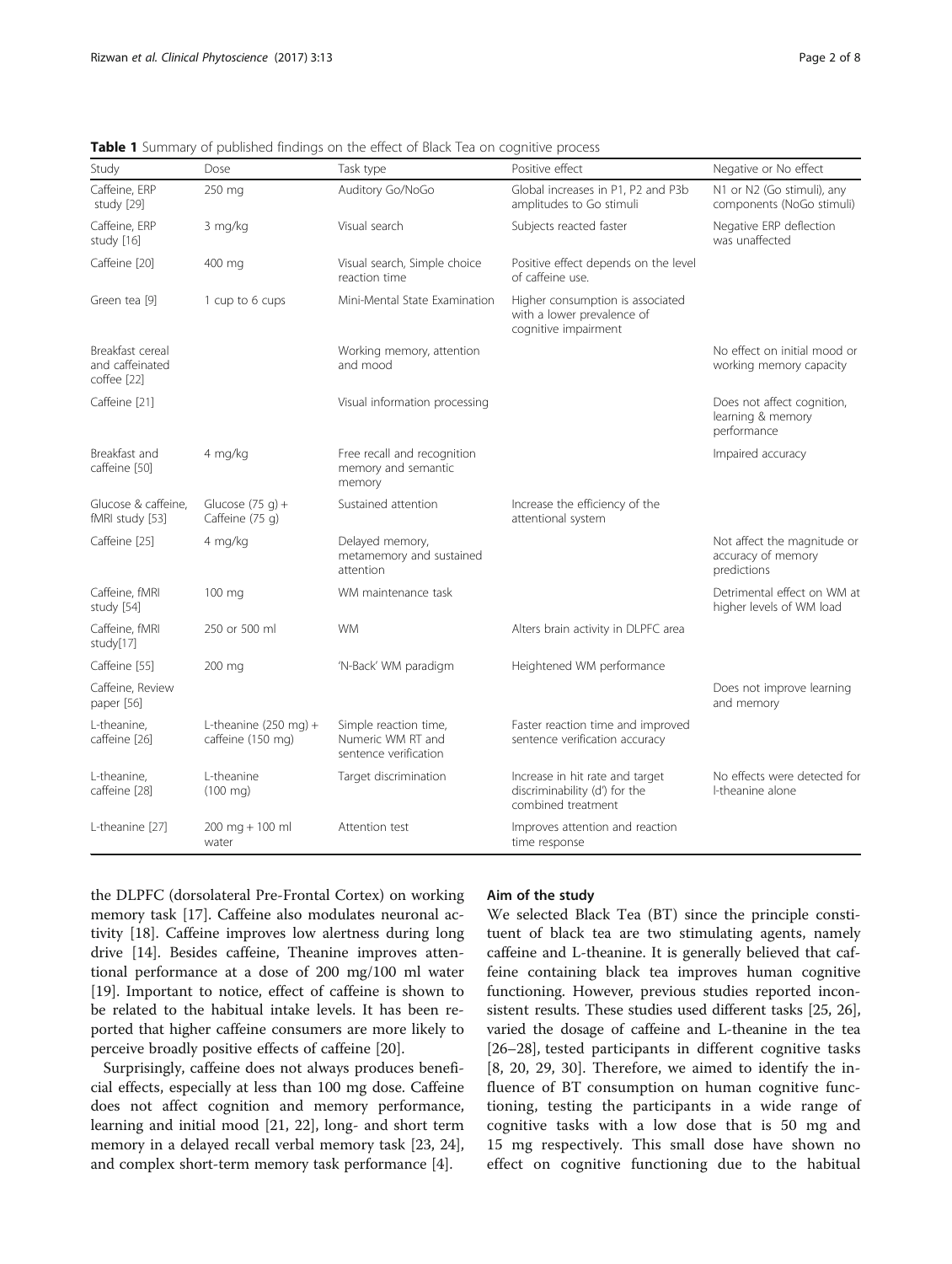**Table 1** Summary of published findings on the effect of Black Tea on cognitive process

| Study | Dose | Task type | Positive effect | Negative or No effect |
|---|---|---|---|---|
| Caffeine, ERP study [29] | 250 mg | Auditory Go/NoGo | Global increases in P1, P2 and P3b amplitudes to Go stimuli | N1 or N2 (Go stimuli), any components (NoGo stimuli) |
| Caffeine, ERP study [16] | 3 mg/kg | Visual search | Subjects reacted faster | Negative ERP deflection was unaffected |
| Caffeine [20] | 400 mg | Visual search, Simple choice reaction time | Positive effect depends on the level of caffeine use. | |
| Green tea [9] | 1 cup to 6 cups | Mini-Mental State Examination | Higher consumption is associated with a lower prevalence of cognitive impairment | |
| Breakfast cereal and caffeinated coffee [22] | | Working memory, attention and mood | | No effect on initial mood or working memory capacity |
| Caffeine [21] | | Visual information processing | | Does not affect cognition, learning & memory performance |
| Breakfast and caffeine [50] | 4 mg/kg | Free recall and recognition memory and semantic memory | | Impaired accuracy |
| Glucose & caffeine, fMRI study [53] | Glucose (75 g) + Caffeine (75 g) | Sustained attention | Increase the efficiency of the attentional system | |
| Caffeine [25] | 4 mg/kg | Delayed memory, metamemory and sustained attention | | Not affect the magnitude or accuracy of memory predictions |
| Caffeine, fMRI study [54] | 100 mg | WM maintenance task | | Detrimental effect on WM at higher levels of WM load |
| Caffeine, fMRI study[17] | 250 or 500 ml | WM | Alters brain activity in DLPFC area | |
| Caffeine [55] | 200 mg | 'N-Back' WM paradigm | Heightened WM performance | |
| Caffeine, Review paper [56] | | | | Does not improve learning and memory |
| L-theanine, caffeine [26] | L-theanine (250 mg) + caffeine (150 mg) | Simple reaction time, Numeric WM RT and sentence verification | Faster reaction time and improved sentence verification accuracy | |
| L-theanine, caffeine [28] | L-theanine (100 mg) | Target discrimination | Increase in hit rate and target discriminability (d') for the combined treatment | No effects were detected for l-theanine alone |
| L-theanine [27] | 200 mg + 100 ml water | Attention test | Improves attention and reaction time response | |

the DLPFC (dorsolateral Pre-Frontal Cortex) on working memory task [17]. Caffeine also modulates neuronal activity [18]. Caffeine improves low alertness during long drive [14]. Besides caffeine, Theanine improves attentional performance at a dose of 200 mg/100 ml water [19]. Important to notice, effect of caffeine is shown to be related to the habitual intake levels. It has been reported that higher caffeine consumers are more likely to perceive broadly positive effects of caffeine [20].

Surprisingly, caffeine does not always produces beneficial effects, especially at less than 100 mg dose. Caffeine does not affect cognition and memory performance, learning and initial mood [21, 22], long- and short term memory in a delayed recall verbal memory task [23, 24], and complex short-term memory task performance [4].

## Aim of the study

We selected Black Tea (BT) since the principle constituent of black tea are two stimulating agents, namely caffeine and L-theanine. It is generally believed that caffeine containing black tea improves human cognitive functioning. However, previous studies reported inconsistent results. These studies used different tasks [25, 26], varied the dosage of caffeine and L-theanine in the tea [26–28], tested participants in different cognitive tasks [8, 20, 29, 30]. Therefore, we aimed to identify the influence of BT consumption on human cognitive functioning, testing the participants in a wide range of cognitive tasks with a low dose that is 50 mg and 15 mg respectively. This small dose have shown no effect on cognitive functioning due to the habitual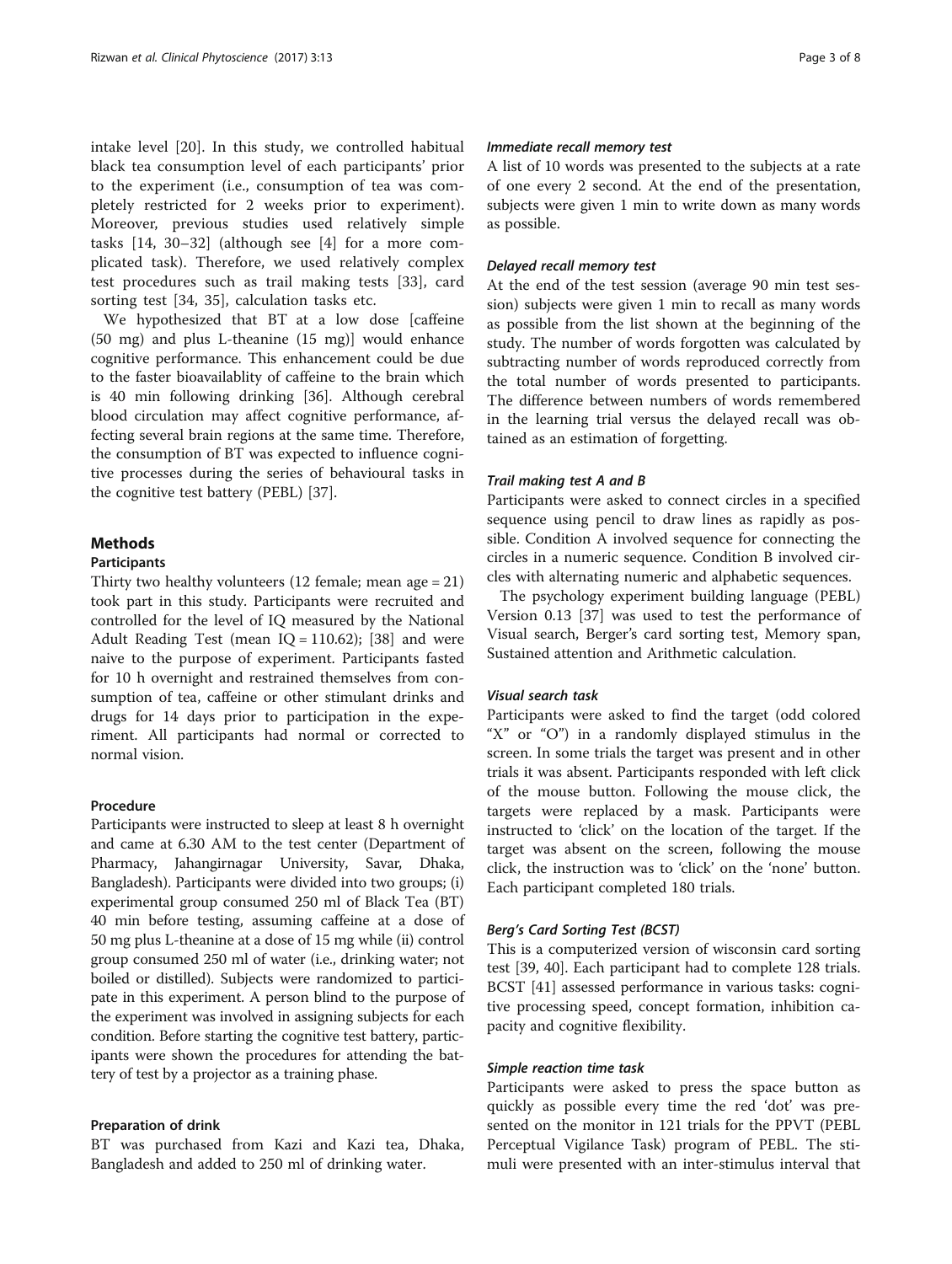intake level [20]. In this study, we controlled habitual black tea consumption level of each participants' prior to the experiment (i.e., consumption of tea was completely restricted for 2 weeks prior to experiment). Moreover, previous studies used relatively simple tasks [14, 30–32] (although see [4] for a more complicated task). Therefore, we used relatively complex test procedures such as trail making tests [33], card sorting test [34, 35], calculation tasks etc.

We hypothesized that BT at a low dose [caffeine (50 mg) and plus L-theanine (15 mg)] would enhance cognitive performance. This enhancement could be due to the faster bioavailablity of caffeine to the brain which is 40 min following drinking [36]. Although cerebral blood circulation may affect cognitive performance, affecting several brain regions at the same time. Therefore, the consumption of BT was expected to influence cognitive processes during the series of behavioural tasks in the cognitive test battery (PEBL) [37].

## Methods

### Participants

Thirty two healthy volunteers (12 female; mean age = 21) took part in this study. Participants were recruited and controlled for the level of IQ measured by the National Adult Reading Test (mean IQ = 110.62); [38] and were naive to the purpose of experiment. Participants fasted for 10 h overnight and restrained themselves from consumption of tea, caffeine or other stimulant drinks and drugs for 14 days prior to participation in the experiment. All participants had normal or corrected to normal vision.

### Procedure

Participants were instructed to sleep at least 8 h overnight and came at 6.30 AM to the test center (Department of Pharmacy, Jahangirnagar University, Savar, Dhaka, Bangladesh). Participants were divided into two groups; (i) experimental group consumed 250 ml of Black Tea (BT) 40 min before testing, assuming caffeine at a dose of 50 mg plus L-theanine at a dose of 15 mg while (ii) control group consumed 250 ml of water (i.e., drinking water; not boiled or distilled). Subjects were randomized to participate in this experiment. A person blind to the purpose of the experiment was involved in assigning subjects for each condition. Before starting the cognitive test battery, participants were shown the procedures for attending the battery of test by a projector as a training phase.

### Preparation of drink

BT was purchased from Kazi and Kazi tea, Dhaka, Bangladesh and added to 250 ml of drinking water.

#### *Immediate recall memory test*

A list of 10 words was presented to the subjects at a rate of one every 2 second. At the end of the presentation, subjects were given 1 min to write down as many words as possible.

#### *Delayed recall memory test*

At the end of the test session (average 90 min test session) subjects were given 1 min to recall as many words as possible from the list shown at the beginning of the study. The number of words forgotten was calculated by subtracting number of words reproduced correctly from the total number of words presented to participants. The difference between numbers of words remembered in the learning trial versus the delayed recall was obtained as an estimation of forgetting.

#### *Trail making test A and B*

Participants were asked to connect circles in a specified sequence using pencil to draw lines as rapidly as possible. Condition A involved sequence for connecting the circles in a numeric sequence. Condition B involved circles with alternating numeric and alphabetic sequences.

The psychology experiment building language (PEBL) Version 0.13 [37] was used to test the performance of Visual search, Berger's card sorting test, Memory span, Sustained attention and Arithmetic calculation.

#### *Visual search task*

Participants were asked to find the target (odd colored "X" or "O") in a randomly displayed stimulus in the screen. In some trials the target was present and in other trials it was absent. Participants responded with left click of the mouse button. Following the mouse click, the targets were replaced by a mask. Participants were instructed to 'click' on the location of the target. If the target was absent on the screen, following the mouse click, the instruction was to 'click' on the 'none' button. Each participant completed 180 trials.

#### *Berg's Card Sorting Test (BCST)*

This is a computerized version of wisconsin card sorting test [39, 40]. Each participant had to complete 128 trials. BCST [41] assessed performance in various tasks: cognitive processing speed, concept formation, inhibition capacity and cognitive flexibility.

#### *Simple reaction time task*

Participants were asked to press the space button as quickly as possible every time the red 'dot' was presented on the monitor in 121 trials for the PPVT (PEBL Perceptual Vigilance Task) program of PEBL. The stimuli were presented with an inter-stimulus interval that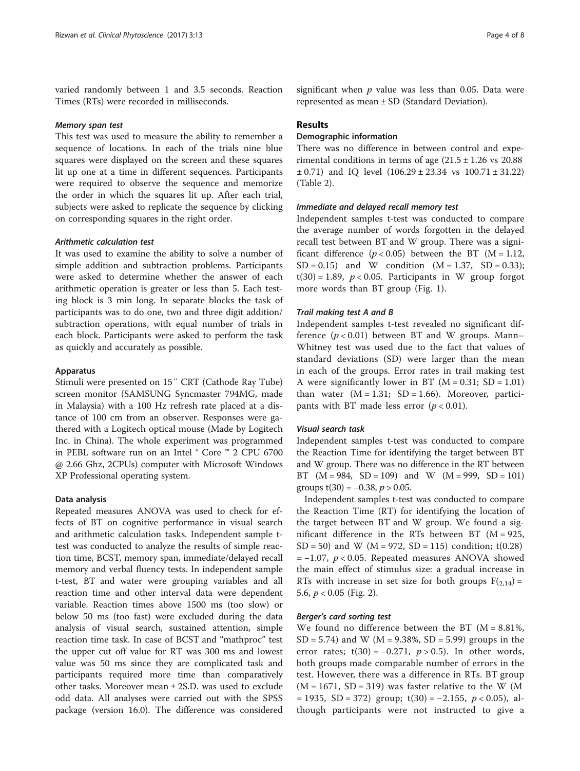varied randomly between 1 and 3.5 seconds. Reaction Times (RTs) were recorded in milliseconds.

#### *Memory span test*

This test was used to measure the ability to remember a sequence of locations. In each of the trials nine blue squares were displayed on the screen and these squares lit up one at a time in different sequences. Participants were required to observe the sequence and memorize the order in which the squares lit up. After each trial, subjects were asked to replicate the sequence by clicking on corresponding squares in the right order.

#### *Arithmetic calculation test*

It was used to examine the ability to solve a number of simple addition and subtraction problems. Participants were asked to determine whether the answer of each arithmetic operation is greater or less than 5. Each testing block is 3 min long. In separate blocks the task of participants was to do one, two and three digit addition/subtraction operations, with equal number of trials in each block. Participants were asked to perform the task as quickly and accurately as possible.

### Apparatus

Stimuli were presented on 15′′ CRT (Cathode Ray Tube) screen monitor (SAMSUNG Syncmaster 794MG, made in Malaysia) with a 100 Hz refresh rate placed at a distance of 100 cm from an observer. Responses were gathered with a Logitech optical mouse (Made by Logitech Inc. in China). The whole experiment was programmed in PEBL software run on an Intel ® Core ™ 2 CPU 6700 @ 2.66 Ghz, 2CPUs) computer with Microsoft Windows XP Professional operating system.

### Data analysis

Repeated measures ANOVA was used to check for effects of BT on cognitive performance in visual search and arithmetic calculation tasks. Independent sample t-test was conducted to analyze the results of simple reaction time, BCST, memory span, immediate/delayed recall memory and verbal fluency tests. In independent sample t-test, BT and water were grouping variables and all reaction time and other interval data were dependent variable. Reaction times above 1500 ms (too slow) or below 50 ms (too fast) were excluded during the data analysis of visual search, sustained attention, simple reaction time task. In case of BCST and "mathproc" test the upper cut off value for RT was 300 ms and lowest value was 50 ms since they are complicated task and participants required more time than comparatively other tasks. Moreover mean ± 2S.D. was used to exclude odd data. All analyses were carried out with the SPSS package (version 16.0). The difference was considered significant when $p$ value was less than 0.05. Data were represented as mean ± SD (Standard Deviation).

## Results

### Demographic information

There was no difference in between control and experimental conditions in terms of age (21.5 ± 1.26 vs 20.88 ± 0.71) and IQ level (106.29 ± 23.34 vs 100.71 ± 31.22) (Table 2).

#### *Immediate and delayed recall memory test*

Independent samples t-test was conducted to compare the average number of words forgotten in the delayed recall test between BT and W group. There was a significant difference ($p < 0.05$) between the BT (M = 1.12, SD = 0.15) and W condition (M = 1.37, SD = 0.33); $t(30) = 1.89$, $p < 0.05$. Participants in W group forgot more words than BT group (Fig. 1).

#### *Trail making test A and B*

Independent samples t-test revealed no significant difference ($p < 0.01$) between BT and W groups. Mann–Whitney test was used due to the fact that values of standard deviations (SD) were larger than the mean in each of the groups. Error rates in trail making test A were significantly lower in BT (M = 0.31; SD = 1.01) than water (M = 1.31; SD = 1.66). Moreover, participants with BT made less error ($p < 0.01$).

#### *Visual search task*

Independent samples t-test was conducted to compare the Reaction Time for identifying the target between BT and W group. There was no difference in the RT between BT (M = 984, SD = 109) and W (M = 999, SD = 101) groups $t(30) = -0.38$, $p > 0.05$.

Independent samples t-test was conducted to compare the Reaction Time (RT) for identifying the location of the target between BT and W group. We found a significant difference in the RTs between BT (M = 925, SD = 50) and W (M = 972, SD = 115) condition; $t(0.28) = -1.07$, $p < 0.05$. Repeated measures ANOVA showed the main effect of stimulus size: a gradual increase in RTs with increase in set size for both groups $F_{(2,14)} = 5.6$, $p < 0.05$ (Fig. 2).

#### *Berger's card sorting test*

We found no difference between the BT (M = 8.81%, SD = 5.74) and W (M = 9.38%, SD = 5.99) groups in the error rates; $t(30) = -0.271$, $p > 0.5$). In other words, both groups made comparable number of errors in the test. However, there was a difference in RTs. BT group (M = 1671, SD = 319) was faster relative to the W (M = 1935, SD = 372) group; $t(30) = -2.155$, $p < 0.05$), although participants were not instructed to give a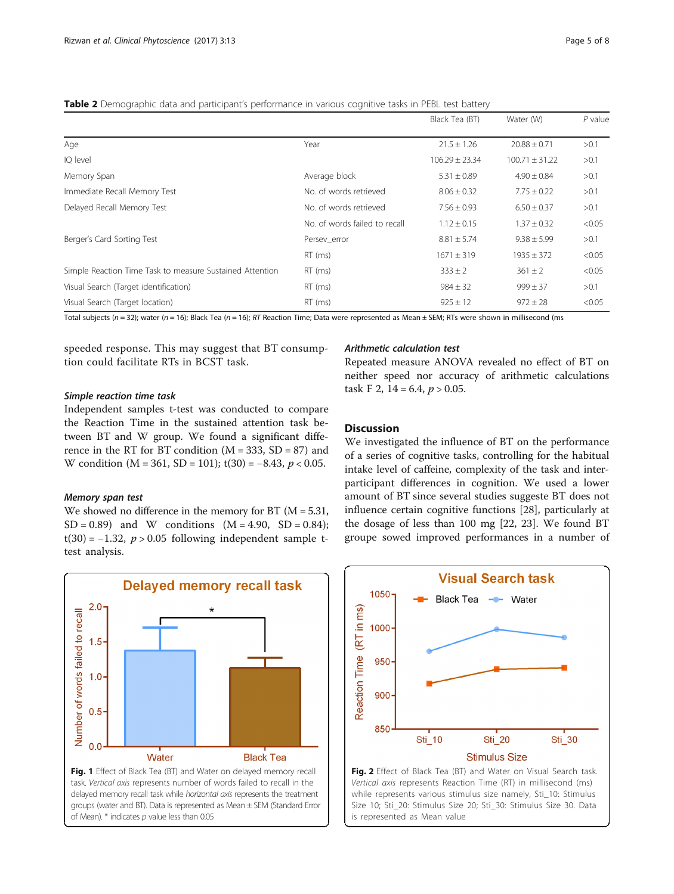**Table 2** Demographic data and participant's performance in various cognitive tasks in PEBL test battery

| | | Black Tea (BT) | Water (W) | *P* value |
|---|---|---|---|---|
| Age | Year | 21.5 ± 1.26 | 20.88 ± 0.71 | >0.1 |
| IQ level | | 106.29 ± 23.34 | 100.71 ± 31.22 | >0.1 |
| Memory Span | Average block | 5.31 ± 0.89 | 4.90 ± 0.84 | >0.1 |
| Immediate Recall Memory Test | No. of words retrieved | 8.06 ± 0.32 | 7.75 ± 0.22 | >0.1 |
| Delayed Recall Memory Test | No. of words retrieved | 7.56 ± 0.93 | 6.50 ± 0.37 | >0.1 |
| | No. of words failed to recall | 1.12 ± 0.15 | 1.37 ± 0.32 | <0.05 |
| Berger's Card Sorting Test | Persev_error | 8.81 ± 5.74 | 9.38 ± 5.99 | >0.1 |
| | RT (ms) | 1671 ± 319 | 1935 ± 372 | <0.05 |
| Simple Reaction Time Task to measure Sustained Attention | RT (ms) | 333 ± 2 | 361 ± 2 | <0.05 |
| Visual Search (Target identification) | RT (ms) | 984 ± 32 | 999 ± 37 | >0.1 |
| Visual Search (Target location) | RT (ms) | 925 ± 12 | 972 ± 28 | <0.05 |

Total subjects (*n* = 32); water (*n* = 16); Black Tea (*n* = 16); *RT* Reaction Time; Data were represented as Mean ± SEM; RTs were shown in millisecond (ms

speeded response. This may suggest that BT consumption could facilitate RTs in BCST task.

### Simple reaction time task

Independent samples t-test was conducted to compare the Reaction Time in the sustained attention task between BT and W group. We found a significant difference in the RT for BT condition (M = 333, SD = 87) and W condition (M = 361, SD = 101); t(30) = −8.43, $p < 0.05$.

### Memory span test

We showed no difference in the memory for BT (M = 5.31, SD = 0.89) and W conditions (M = 4.90, SD = 0.84); t(30) = −1.32, $p > 0.05$ following independent sample t-test analysis.

### Arithmetic calculation test

Repeated measure ANOVA revealed no effect of BT on neither speed nor accuracy of arithmetic calculations task F 2, 14 = 6.4, $p > 0.05$.

## Discussion

We investigated the influence of BT on the performance of a series of cognitive tasks, controlling for the habitual intake level of caffeine, complexity of the task and inter-participant differences in cognition. We used a lower amount of BT since several studies suggeste BT does not influence certain cognitive functions [28], particularly at the dosage of less than 100 mg [22, 23]. We found BT groupe sowed improved performances in a number of

**Fig. 1** Effect of Black Tea (BT) and Water on delayed memory recall task. *Vertical axis* represents number of words failed to recall in the delayed memory recall task while *horizontal axis* represents the treatment groups (water and BT). Data is represented as Mean ± SEM (Standard Error of Mean). * indicates *p* value less than 0.05

**Fig. 2** Effect of Black Tea (BT) and Water on Visual Search task. *Vertical axis* represents Reaction Time (RT) in millisecond (ms) while represents various stimulus size namely, Sti_10: Stimulus Size 10; Sti_20: Stimulus Size 20; Sti_30: Stimulus Size 30. Data is represented as Mean value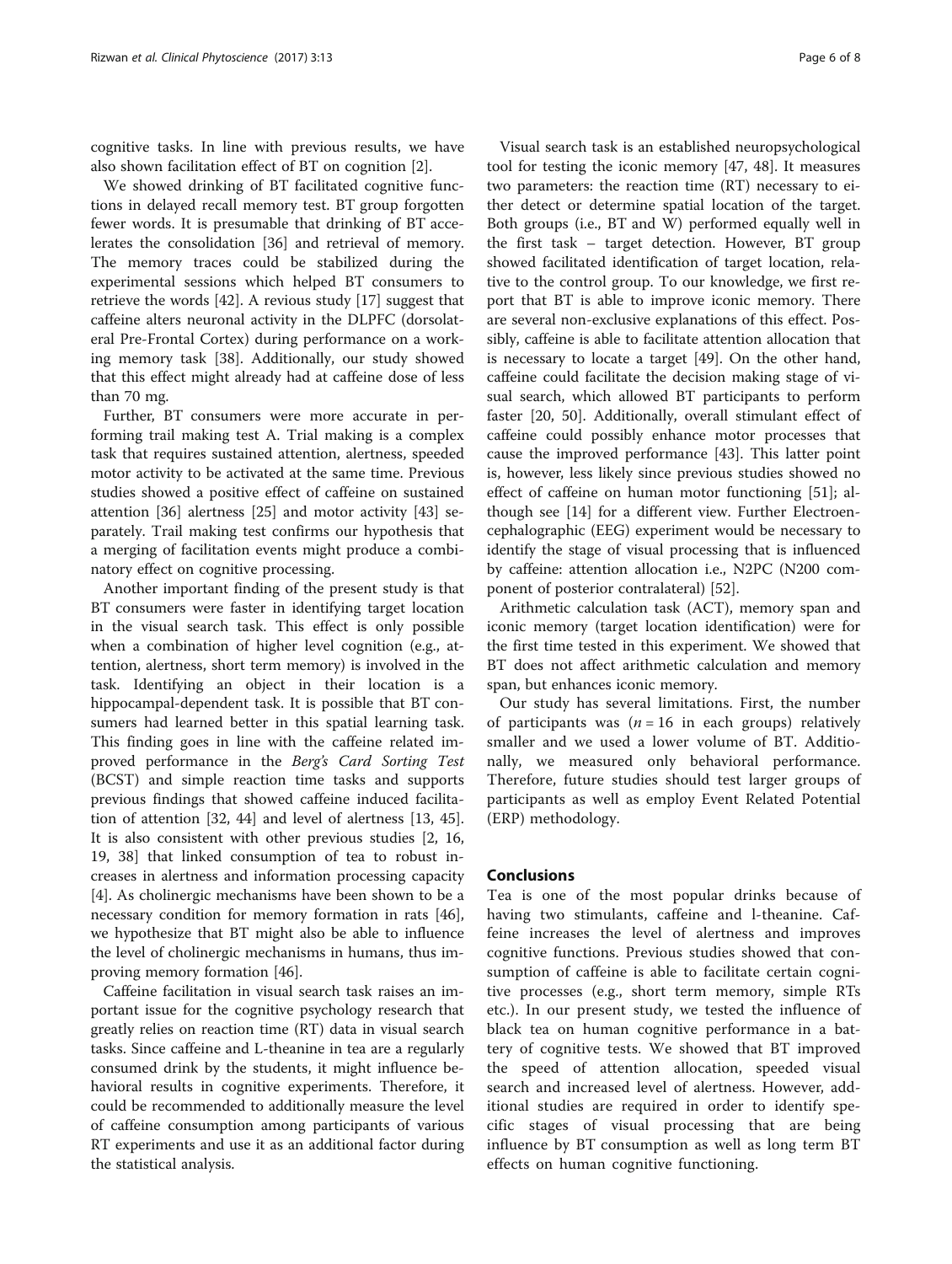cognitive tasks. In line with previous results, we have also shown facilitation effect of BT on cognition [2].

We showed drinking of BT facilitated cognitive functions in delayed recall memory test. BT group forgotten fewer words. It is presumable that drinking of BT accelerates the consolidation [36] and retrieval of memory. The memory traces could be stabilized during the experimental sessions which helped BT consumers to retrieve the words [42]. A revious study [17] suggest that caffeine alters neuronal activity in the DLPFC (dorsolateral Pre-Frontal Cortex) during performance on a working memory task [38]. Additionally, our study showed that this effect might already had at caffeine dose of less than 70 mg.

Further, BT consumers were more accurate in performing trail making test A. Trial making is a complex task that requires sustained attention, alertness, speeded motor activity to be activated at the same time. Previous studies showed a positive effect of caffeine on sustained attention [36] alertness [25] and motor activity [43] separately. Trail making test confirms our hypothesis that a merging of facilitation events might produce a combinatory effect on cognitive processing.

Another important finding of the present study is that BT consumers were faster in identifying target location in the visual search task. This effect is only possible when a combination of higher level cognition (e.g., attention, alertness, short term memory) is involved in the task. Identifying an object in their location is a hippocampal-dependent task. It is possible that BT consumers had learned better in this spatial learning task. This finding goes in line with the caffeine related improved performance in the *Berg's Card Sorting Test* (BCST) and simple reaction time tasks and supports previous findings that showed caffeine induced facilitation of attention [32, 44] and level of alertness [13, 45]. It is also consistent with other previous studies [2, 16, 19, 38] that linked consumption of tea to robust increases in alertness and information processing capacity [4]. As cholinergic mechanisms have been shown to be a necessary condition for memory formation in rats [46], we hypothesize that BT might also be able to influence the level of cholinergic mechanisms in humans, thus improving memory formation [46].

Caffeine facilitation in visual search task raises an important issue for the cognitive psychology research that greatly relies on reaction time (RT) data in visual search tasks. Since caffeine and L-theanine in tea are a regularly consumed drink by the students, it might influence behavioral results in cognitive experiments. Therefore, it could be recommended to additionally measure the level of caffeine consumption among participants of various RT experiments and use it as an additional factor during the statistical analysis.

Visual search task is an established neuropsychological tool for testing the iconic memory [47, 48]. It measures two parameters: the reaction time (RT) necessary to either detect or determine spatial location of the target. Both groups (i.e., BT and W) performed equally well in the first task – target detection. However, BT group showed facilitated identification of target location, relative to the control group. To our knowledge, we first report that BT is able to improve iconic memory. There are several non-exclusive explanations of this effect. Possibly, caffeine is able to facilitate attention allocation that is necessary to locate a target [49]. On the other hand, caffeine could facilitate the decision making stage of visual search, which allowed BT participants to perform faster [20, 50]. Additionally, overall stimulant effect of caffeine could possibly enhance motor processes that cause the improved performance [43]. This latter point is, however, less likely since previous studies showed no effect of caffeine on human motor functioning [51]; although see [14] for a different view. Further Electroencephalographic (EEG) experiment would be necessary to identify the stage of visual processing that is influenced by caffeine: attention allocation i.e., N2PC (N200 component of posterior contralateral) [52].

Arithmetic calculation task (ACT), memory span and iconic memory (target location identification) were for the first time tested in this experiment. We showed that BT does not affect arithmetic calculation and memory span, but enhances iconic memory.

Our study has several limitations. First, the number of participants was ($n = 16$ in each groups) relatively smaller and we used a lower volume of BT. Additionally, we measured only behavioral performance. Therefore, future studies should test larger groups of participants as well as employ Event Related Potential (ERP) methodology.

## Conclusions

Tea is one of the most popular drinks because of having two stimulants, caffeine and l-theanine. Caffeine increases the level of alertness and improves cognitive functions. Previous studies showed that consumption of caffeine is able to facilitate certain cognitive processes (e.g., short term memory, simple RTs etc.). In our present study, we tested the influence of black tea on human cognitive performance in a battery of cognitive tests. We showed that BT improved the speed of attention allocation, speeded visual search and increased level of alertness. However, additional studies are required in order to identify specific stages of visual processing that are being influence by BT consumption as well as long term BT effects on human cognitive functioning.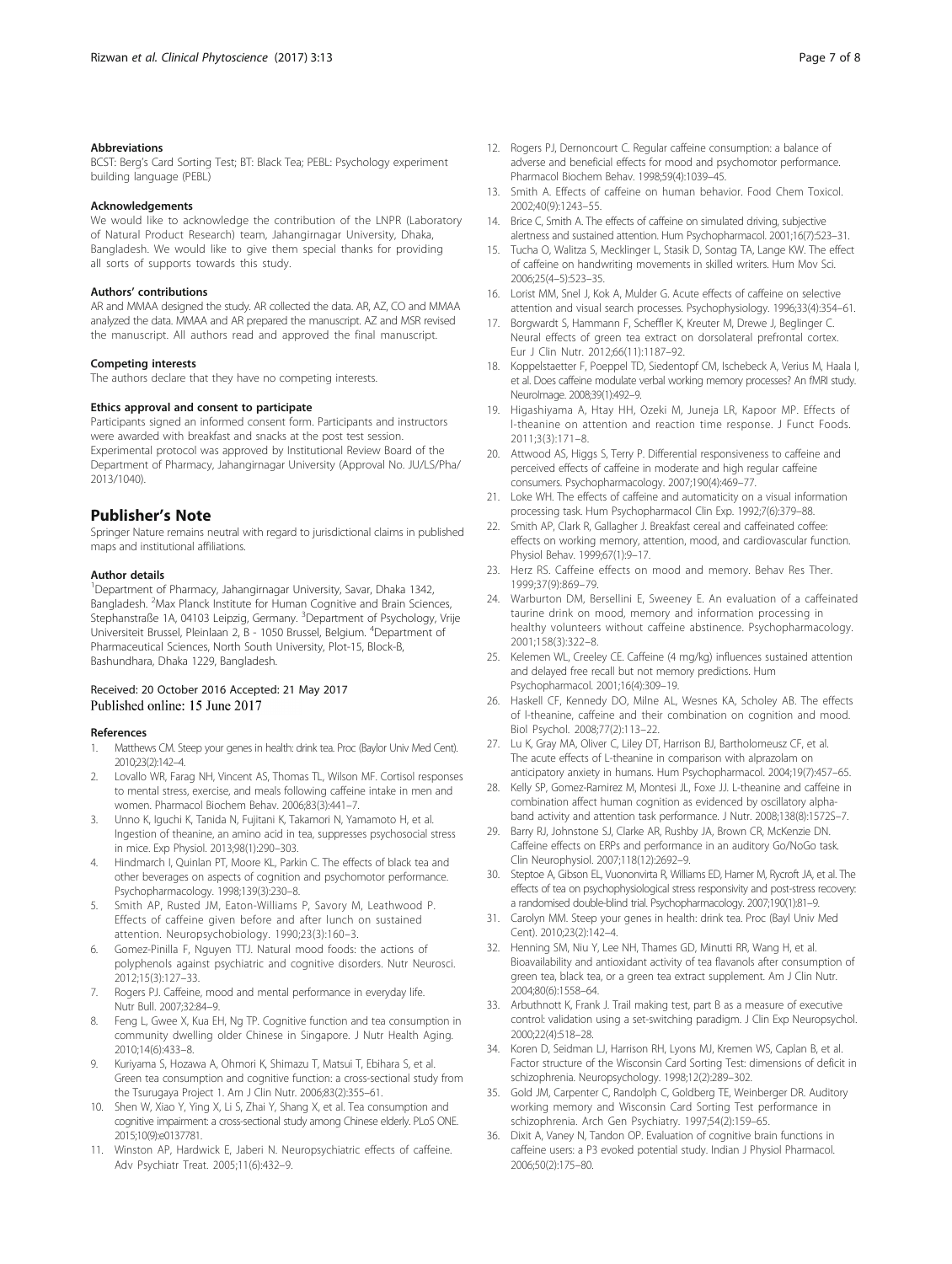### Abbreviations

BCST: Berg's Card Sorting Test; BT: Black Tea; PEBL: Psychology experiment building language (PEBL)

### Acknowledgements

We would like to acknowledge the contribution of the LNPR (Laboratory of Natural Product Research) team, Jahangirnagar University, Dhaka, Bangladesh. We would like to give them special thanks for providing all sorts of supports towards this study.

### Authors' contributions

AR and MMAA designed the study. AR collected the data. AR, AZ, CO and MMAA analyzed the data. MMAA and AR prepared the manuscript. AZ and MSR revised the manuscript. All authors read and approved the final manuscript.

### Competing interests

The authors declare that they have no competing interests.

### Ethics approval and consent to participate

Participants signed an informed consent form. Participants and instructors were awarded with breakfast and snacks at the post test session. Experimental protocol was approved by Institutional Review Board of the Department of Pharmacy, Jahangirnagar University (Approval No. JU/LS/Pha/2013/1040).

## Publisher's Note

Springer Nature remains neutral with regard to jurisdictional claims in published maps and institutional affiliations.

### Author details

[1]Department of Pharmacy, Jahangirnagar University, Savar, Dhaka 1342, Bangladesh. [2]Max Planck Institute for Human Cognitive and Brain Sciences, Stephanstraße 1A, 04103 Leipzig, Germany. [3]Department of Psychology, Vrije Universiteit Brussel, Pleinlaan 2, B - 1050 Brussel, Belgium. [4]Department of Pharmaceutical Sciences, North South University, Plot-15, Block-B, Bashundhara, Dhaka 1229, Bangladesh.

Received: 20 October 2016 Accepted: 21 May 2017
Published online: 15 June 2017

### References

1. Matthews CM. Steep your genes in health: drink tea. Proc (Baylor Univ Med Cent). 2010;23(2):142–4.
2. Lovallo WR, Farag NH, Vincent AS, Thomas TL, Wilson MF. Cortisol responses to mental stress, exercise, and meals following caffeine intake in men and women. Pharmacol Biochem Behav. 2006;83(3):441–7.
3. Unno K, Iguchi K, Tanida N, Fujitani K, Takamori N, Yamamoto H, et al. Ingestion of theanine, an amino acid in tea, suppresses psychosocial stress in mice. Exp Physiol. 2013;98(1):290–303.
4. Hindmarch I, Quinlan PT, Moore KL, Parkin C. The effects of black tea and other beverages on aspects of cognition and psychomotor performance. Psychopharmacology. 1998;139(3):230–8.
5. Smith AP, Rusted JM, Eaton-Williams P, Savory M, Leathwood P. Effects of caffeine given before and after lunch on sustained attention. Neuropsychobiology. 1990;23(3):160–3.
6. Gomez-Pinilla F, Nguyen TTJ. Natural mood foods: the actions of polyphenols against psychiatric and cognitive disorders. Nutr Neurosci. 2012;15(3):127–33.
7. Rogers PJ. Caffeine, mood and mental performance in everyday life. Nutr Bull. 2007;32:84–9.
8. Feng L, Gwee X, Kua EH, Ng TP. Cognitive function and tea consumption in community dwelling older Chinese in Singapore. J Nutr Health Aging. 2010;14(6):433–8.
9. Kuriyama S, Hozawa A, Ohmori K, Shimazu T, Matsui T, Ebihara S, et al. Green tea consumption and cognitive function: a cross-sectional study from the Tsurugaya Project 1. Am J Clin Nutr. 2006;83(2):355–61.
10. Shen W, Xiao Y, Ying X, Li S, Zhai Y, Shang X, et al. Tea consumption and cognitive impairment: a cross-sectional study among Chinese elderly. PLoS ONE. 2015;10(9):e0137781.
11. Winston AP, Hardwick E, Jaberi N. Neuropsychiatric effects of caffeine. Adv Psychiatr Treat. 2005;11(6):432–9.
12. Rogers PJ, Dernoncourt C. Regular caffeine consumption: a balance of adverse and beneficial effects for mood and psychomotor performance. Pharmacol Biochem Behav. 1998;59(4):1039–45.
13. Smith A. Effects of caffeine on human behavior. Food Chem Toxicol. 2002;40(9):1243–55.
14. Brice C, Smith A. The effects of caffeine on simulated driving, subjective alertness and sustained attention. Hum Psychopharmacol. 2001;16(7):523–31.
15. Tucha O, Walitza S, Mecklinger L, Stasik D, Sontag TA, Lange KW. The effect of caffeine on handwriting movements in skilled writers. Hum Mov Sci. 2006;25(4–5):523–35.
16. Lorist MM, Snel J, Kok A, Mulder G. Acute effects of caffeine on selective attention and visual search processes. Psychophysiology. 1996;33(4):354–61.
17. Borgwardt S, Hammann F, Scheffler K, Kreuter M, Drewe J, Beglinger C. Neural effects of green tea extract on dorsolateral prefrontal cortex. Eur J Clin Nutr. 2012;66(11):1187–92.
18. Koppelstaetter F, Poeppel TD, Siedentopf CM, Ischebeck A, Verius M, Haala I, et al. Does caffeine modulate verbal working memory processes? An fMRI study. NeuroImage. 2008;39(1):492–9.
19. Higashiyama A, Htay HH, Ozeki M, Juneja LR, Kapoor MP. Effects of l-theanine on attention and reaction time response. J Funct Foods. 2011;3(3):171–8.
20. Attwood AS, Higgs S, Terry P. Differential responsiveness to caffeine and perceived effects of caffeine in moderate and high regular caffeine consumers. Psychopharmacology. 2007;190(4):469–77.
21. Loke WH. The effects of caffeine and automaticity on a visual information processing task. Hum Psychopharmacol Clin Exp. 1992;7(6):379–88.
22. Smith AP, Clark R, Gallagher J. Breakfast cereal and caffeinated coffee: effects on working memory, attention, mood, and cardiovascular function. Physiol Behav. 1999;67(1):9–17.
23. Herz RS. Caffeine effects on mood and memory. Behav Res Ther. 1999;37(9):869–79.
24. Warburton DM, Bersellini E, Sweeney E. An evaluation of a caffeinated taurine drink on mood, memory and information processing in healthy volunteers without caffeine abstinence. Psychopharmacology. 2001;158(3):322–8.
25. Kelemen WL, Creeley CE. Caffeine (4 mg/kg) influences sustained attention and delayed free recall but not memory predictions. Hum Psychopharmacol. 2001;16(4):309–19.
26. Haskell CF, Kennedy DO, Milne AL, Wesnes KA, Scholey AB. The effects of l-theanine, caffeine and their combination on cognition and mood. Biol Psychol. 2008;77(2):113–22.
27. Lu K, Gray MA, Oliver C, Liley DT, Harrison BJ, Bartholomeusz CF, et al. The acute effects of L-theanine in comparison with alprazolam on anticipatory anxiety in humans. Hum Psychopharmacol. 2004;19(7):457–65.
28. Kelly SP, Gomez-Ramirez M, Montesi JL, Foxe JJ. L-theanine and caffeine in combination affect human cognition as evidenced by oscillatory alpha-band activity and attention task performance. J Nutr. 2008;138(8):1572S–7.
29. Barry RJ, Johnstone SJ, Clarke AR, Rushby JA, Brown CR, McKenzie DN. Caffeine effects on ERPs and performance in an auditory Go/NoGo task. Clin Neurophysiol. 2007;118(12):2692–9.
30. Steptoe A, Gibson EL, Vuononvirta R, Williams ED, Hamer M, Rycroft JA, et al. The effects of tea on psychophysiological stress responsivity and post-stress recovery: a randomised double-blind trial. Psychopharmacology. 2007;190(1):81–9.
31. Carolyn MM. Steep your genes in health: drink tea. Proc (Bayl Univ Med Cent). 2010;23(2):142–4.
32. Henning SM, Niu Y, Lee NH, Thames GD, Minutti RR, Wang H, et al. Bioavailability and antioxidant activity of tea flavanols after consumption of green tea, black tea, or a green tea extract supplement. Am J Clin Nutr. 2004;80(6):1558–64.
33. Arbuthnott K, Frank J. Trail making test, part B as a measure of executive control: validation using a set-switching paradigm. J Clin Exp Neuropsychol. 2000;22(4):518–28.
34. Koren D, Seidman LJ, Harrison RH, Lyons MJ, Kremen WS, Caplan B, et al. Factor structure of the Wisconsin Card Sorting Test: dimensions of deficit in schizophrenia. Neuropsychology. 1998;12(2):289–302.
35. Gold JM, Carpenter C, Randolph C, Goldberg TE, Weinberger DR. Auditory working memory and Wisconsin Card Sorting Test performance in schizophrenia. Arch Gen Psychiatry. 1997;54(2):159–65.
36. Dixit A, Vaney N, Tandon OP. Evaluation of cognitive brain functions in caffeine users: a P3 evoked potential study. Indian J Physiol Pharmacol. 2006;50(2):175–80.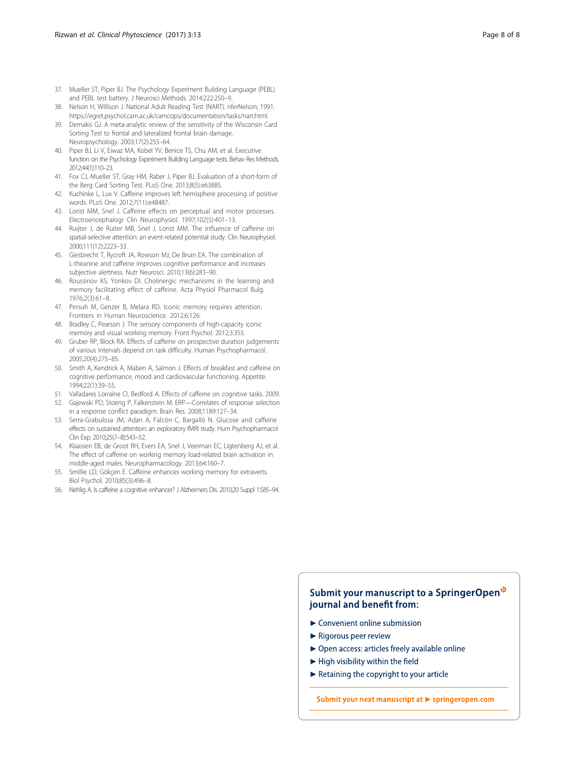37. Mueller ST, Piper BJ. The Psychology Experiment Building Language (PEBL) and PEBL test battery. J Neurosci Methods. 2014;222:250–9.
38. Nelson H, Willison J. National Adult Reading Test (NART). nferNelson; 1991. https://egret.psychol.cam.ac.uk/camcops/documentation/tasks/nart.html.
39. Demakis GJ. A meta-analytic review of the sensitivity of the Wisconsin Card Sorting Test to frontal and lateralized frontal brain damage. Neuropsychology. 2003;17(2):255–64.
40. Piper BJ, Li V, Eiwaz MA, Kobel YV, Benice TS, Chu AM, et al. Executive function on the Psychology Experiment Building Language tests. Behav Res Methods. 2012;44(1):110–23.
41. Fox CJ, Mueller ST, Gray HM, Raber J, Piper BJ. Evaluation of a short-form of the Berg Card Sorting Test. PLoS One. 2013;8(5):e63885.
42. Kuchinke L, Lux V. Caffeine improves left hemisphere processing of positive words. PLoS One. 2012;7(11):e48487.
43. Lorist MM, Snel J. Caffeine effects on perceptual and motor processes. Electroencephalogr Clin Neurophysiol. 1997;102(5):401–13.
44. Ruijter J, de Ruiter MB, Snel J, Lorist MM. The influence of caffeine on spatial-selective attention: an event-related potential study. Clin Neurophysiol. 2000;111(12):2223–33.
45. Giesbrecht T, Rycroft JA, Rowson MJ, De Bruin EA. The combination of L-theanine and caffeine improves cognitive performance and increases subjective alertness. Nutr Neurosci. 2010;13(6):283–90.
46. Roussinov KS, Yonkov DI. Cholinergic mechanisms in the learning and memory facilitating effect of caffeine. Acta Physiol Pharmacol Bulg. 1976;2(3):61–8.
47. Persuh M, Genzer B, Melara RD. Iconic memory requires attention. Frontiers in Human Neuroscience. 2012;6:126.
48. Bradley C, Pearson J. The sensory components of high-capacity iconic memory and visual working memory. Front Psychol. 2012;3:355.
49. Gruber RP, Block RA. Effects of caffeine on prospective duration judgements of various intervals depend on task difficulty. Human Psychopharmacol. 2005;20(4):275–85.
50. Smith A, Kendrick A, Maben A, Salmon J. Effects of breakfast and caffeine on cognitive performance, mood and cardiovascular functioning. Appetite. 1994;22(1):39–55.
51. Valladares Lorraine CI, Bedford A. Effects of caffeine on cognitive tasks. 2009.
52. Gajewski PD, Stoerig P, Falkenstein M. ERP—Correlates of response selection in a response conflict paradigm. Brain Res. 2008;1189:127–34.
53. Serra-Grabulosa JM, Adan A, Falcón C, Bargalló N. Glucose and caffeine effects on sustained attention: an exploratory fMRI study. Hum Psychopharmacol Clin Exp. 2010;25(7–8):543–52.
54. Klaassen EB, de Groot RH, Evers EA, Snel J, Veerman EC, Ligtenberg AJ, et al. The effect of caffeine on working memory load-related brain activation in middle-aged males. Neuropharmacology. 2013;64:160–7.
55. Smillie LD, Gökçen E. Caffeine enhances working memory for extraverts. Biol Psychol. 2010;85(3):496–8.
56. Nehlig A. Is caffeine a cognitive enhancer? J Alzheimers Dis. 2010;20 Suppl 1:S85–94.

**Submit your manuscript to a SpringerOpen journal and benefit from:**

- ► Convenient online submission
- ► Rigorous peer review
- ► Open access: articles freely available online
- ► High visibility within the field
- ► Retaining the copyright to your article

**Submit your next manuscript at ► springeropen.com**